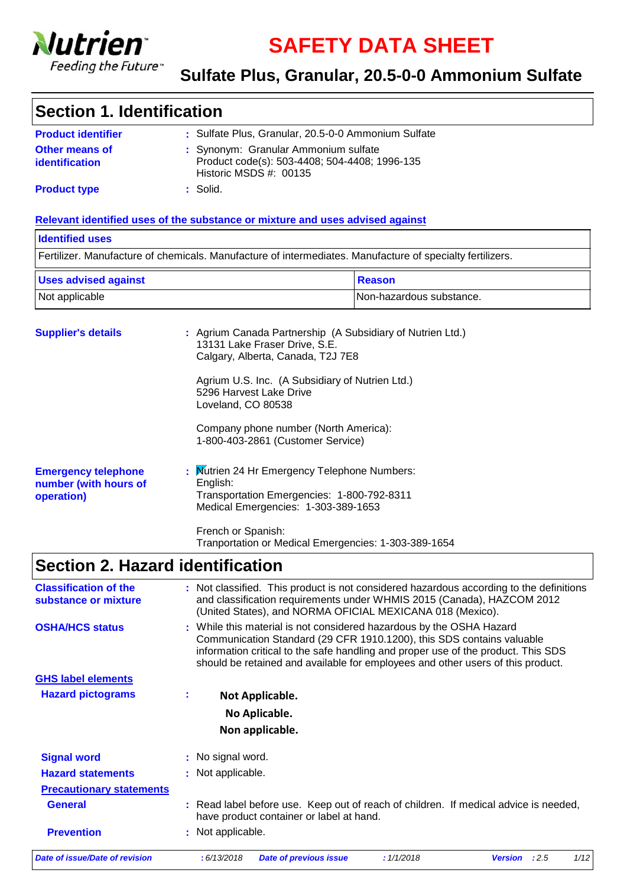# SAFETY DATA SHEET

## Sulfate Plus, Granular, 20.5-0-0 Ammonium Sulfate

## Section 1. Identification

**Product identifier** : Sulfate Plus, Granular, 20.5-0-0 Ammonium Sulfate

**Other means of identification** : Synonym: Granular Ammonium sulfate
Product code(s): 503-4408; 504-4408; 1996-135
Historic MSDS #: 00135

**Product type** : Solid.

**Relevant identified uses of the substance or mixture and uses advised against**

| Identified uses |
|---|
| Fertilizer. Manufacture of chemicals. Manufacture of intermediates. Manufacture of specialty fertilizers. |

| Uses advised against | Reason |
|---|---|
| Not applicable | Non-hazardous substance. |

**Supplier's details** : Agrium Canada Partnership (A Subsidiary of Nutrien Ltd.)
13131 Lake Fraser Drive, S.E.
Calgary, Alberta, Canada, T2J 7E8

Agrium U.S. Inc. (A Subsidiary of Nutrien Ltd.)
5296 Harvest Lake Drive
Loveland, CO 80538

Company phone number (North America):
1-800-403-2861 (Customer Service)

**Emergency telephone number (with hours of operation)** : Nutrien 24 Hr Emergency Telephone Numbers:
English:
Transportation Emergencies: 1-800-792-8311
Medical Emergencies: 1-303-389-1653

French or Spanish:
Tranportation or Medical Emergencies: 1-303-389-1654

## Section 2. Hazard identification

**Classification of the substance or mixture** : Not classified. This product is not considered hazardous according to the definitions and classification requirements under WHMIS 2015 (Canada), HAZCOM 2012 (United States), and NORMA OFICIAL MEXICANA 018 (Mexico).

**OSHA/HCS status** : While this material is not considered hazardous by the OSHA Hazard Communication Standard (29 CFR 1910.1200), this SDS contains valuable information critical to the safe handling and proper use of the product. This SDS should be retained and available for employees and other users of this product.

**GHS label elements**

**Hazard pictograms** :

**Not Applicable.**
**No Aplicable.**
**Non applicable.**

**Signal word** : No signal word.

**Hazard statements** : Not applicable.

**Precautionary statements**

**General** : Read label before use. Keep out of reach of children. If medical advice is needed, have product container or label at hand.

**Prevention** : Not applicable.

*Date of issue/Date of revision* : 6/13/2018 *Date of previous issue* : 1/1/2018 *Version* : 2.5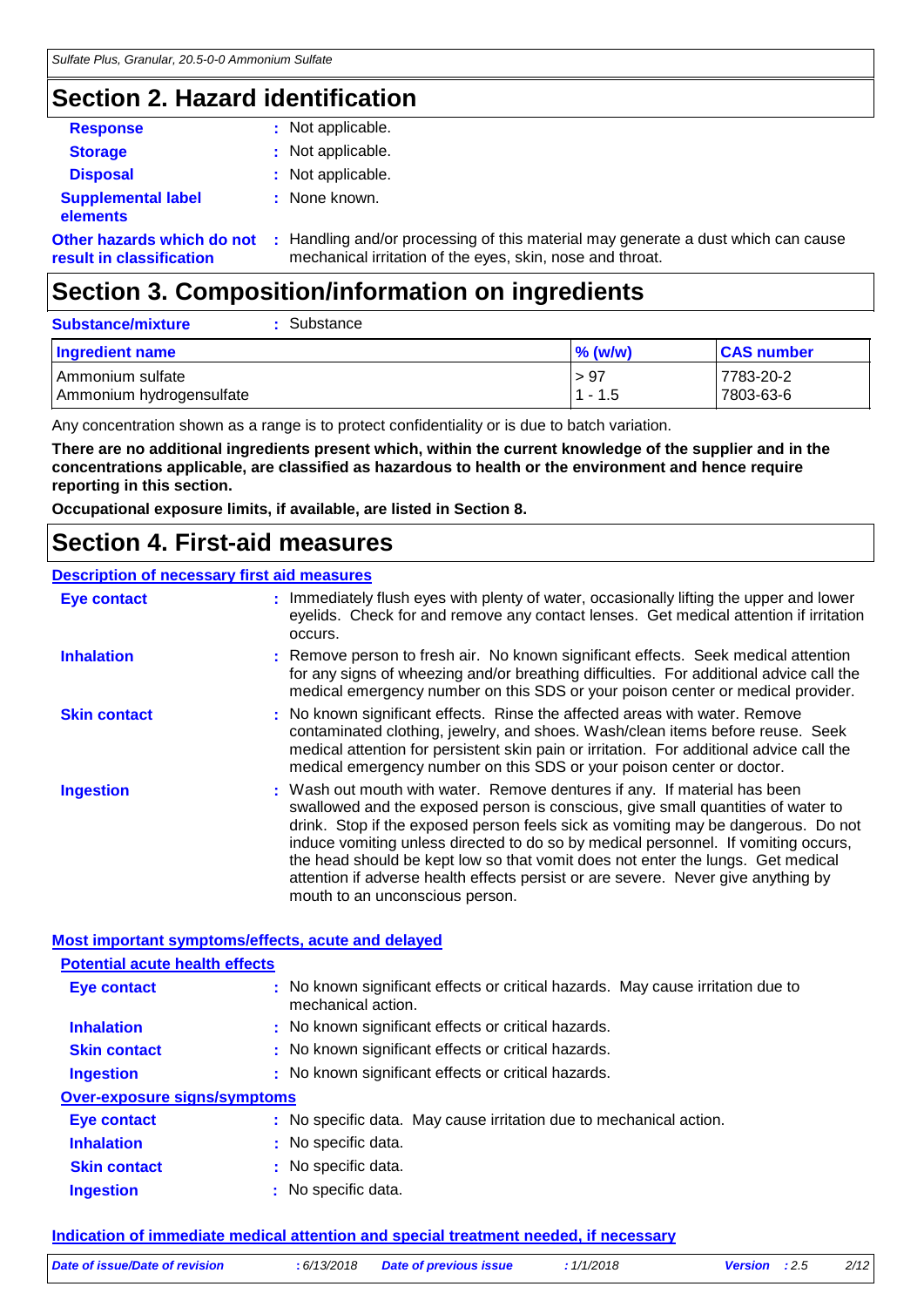## Section 2. Hazard identification

**Response** : Not applicable.

**Storage** : Not applicable.

**Disposal** : Not applicable.

**Supplemental label elements** : None known.

**Other hazards which do not result in classification** : Handling and/or processing of this material may generate a dust which can cause mechanical irritation of the eyes, skin, nose and throat.

## Section 3. Composition/information on ingredients

**Substance/mixture** : Substance

| Ingredient name | % (w/w) | CAS number |
| --- | --- | --- |
| Ammonium sulfate | > 97 | 7783-20-2 |
| Ammonium hydrogensulfate | 1 - 1.5 | 7803-63-6 |

Any concentration shown as a range is to protect confidentiality or is due to batch variation.

**There are no additional ingredients present which, within the current knowledge of the supplier and in the concentrations applicable, are classified as hazardous to health or the environment and hence require reporting in this section.**

**Occupational exposure limits, if available, are listed in Section 8.**

## Section 4. First-aid measures

### Description of necessary first aid measures

**Eye contact** : Immediately flush eyes with plenty of water, occasionally lifting the upper and lower eyelids. Check for and remove any contact lenses. Get medical attention if irritation occurs.

**Inhalation** : Remove person to fresh air. No known significant effects. Seek medical attention for any signs of wheezing and/or breathing difficulties. For additional advice call the medical emergency number on this SDS or your poison center or medical provider.

**Skin contact** : No known significant effects. Rinse the affected areas with water. Remove contaminated clothing, jewelry, and shoes. Wash/clean items before reuse. Seek medical attention for persistent skin pain or irritation. For additional advice call the medical emergency number on this SDS or your poison center or doctor.

**Ingestion** : Wash out mouth with water. Remove dentures if any. If material has been swallowed and the exposed person is conscious, give small quantities of water to drink. Stop if the exposed person feels sick as vomiting may be dangerous. Do not induce vomiting unless directed to do so by medical personnel. If vomiting occurs, the head should be kept low so that vomit does not enter the lungs. Get medical attention if adverse health effects persist or are severe. Never give anything by mouth to an unconscious person.

### Most important symptoms/effects, acute and delayed

#### Potential acute health effects

**Eye contact** : No known significant effects or critical hazards. May cause irritation due to mechanical action.

**Inhalation** : No known significant effects or critical hazards.

**Skin contact** : No known significant effects or critical hazards.

**Ingestion** : No known significant effects or critical hazards.

#### Over-exposure signs/symptoms

**Eye contact** : No specific data. May cause irritation due to mechanical action.

**Inhalation** : No specific data.

**Skin contact** : No specific data.

**Ingestion** : No specific data.

### Indication of immediate medical attention and special treatment needed, if necessary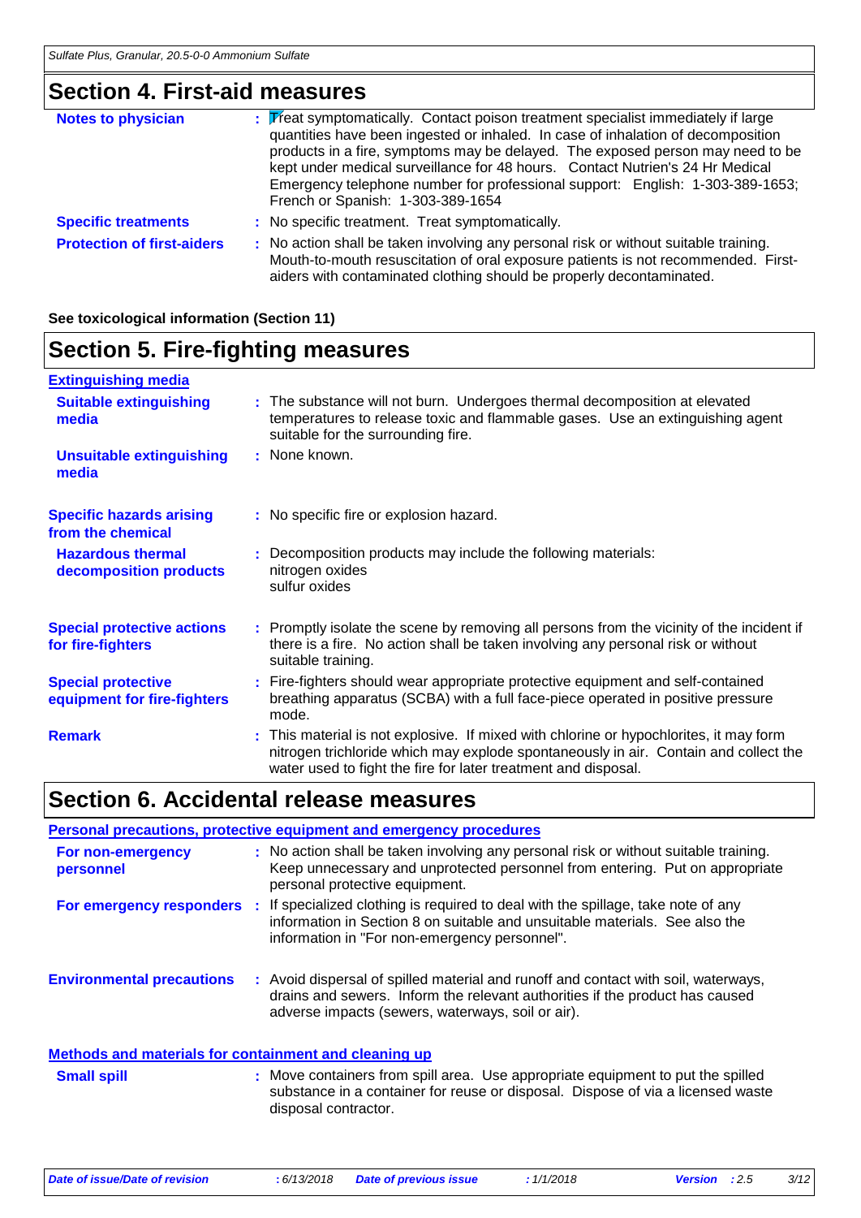## Section 4. First-aid measures

**Notes to physician** : Treat symptomatically. Contact poison treatment specialist immediately if large quantities have been ingested or inhaled. In case of inhalation of decomposition products in a fire, symptoms may be delayed. The exposed person may need to be kept under medical surveillance for 48 hours. Contact Nutrien's 24 Hr Medical Emergency telephone number for professional support: English: 1-303-389-1653; French or Spanish: 1-303-389-1654

**Specific treatments** : No specific treatment. Treat symptomatically.

**Protection of first-aiders** : No action shall be taken involving any personal risk or without suitable training. Mouth-to-mouth resuscitation of oral exposure patients is not recommended. First-aiders with contaminated clothing should be properly decontaminated.

**See toxicological information (Section 11)**

## Section 5. Fire-fighting measures

**Extinguishing media**

**Suitable extinguishing media** : The substance will not burn. Undergoes thermal decomposition at elevated temperatures to release toxic and flammable gases. Use an extinguishing agent suitable for the surrounding fire.

**Unsuitable extinguishing media** : None known.

**Specific hazards arising from the chemical** : No specific fire or explosion hazard.

**Hazardous thermal decomposition products** : Decomposition products may include the following materials:
nitrogen oxides
sulfur oxides

**Special protective actions for fire-fighters** : Promptly isolate the scene by removing all persons from the vicinity of the incident if there is a fire. No action shall be taken involving any personal risk or without suitable training.

**Special protective equipment for fire-fighters** : Fire-fighters should wear appropriate protective equipment and self-contained breathing apparatus (SCBA) with a full face-piece operated in positive pressure mode.

**Remark** : This material is not explosive. If mixed with chlorine or hypochlorites, it may form nitrogen trichloride which may explode spontaneously in air. Contain and collect the water used to fight the fire for later treatment and disposal.

## Section 6. Accidental release measures

**Personal precautions, protective equipment and emergency procedures**

**For non-emergency personnel** : No action shall be taken involving any personal risk or without suitable training. Keep unnecessary and unprotected personnel from entering. Put on appropriate personal protective equipment.

**For emergency responders** : If specialized clothing is required to deal with the spillage, take note of any information in Section 8 on suitable and unsuitable materials. See also the information in "For non-emergency personnel".

**Environmental precautions** : Avoid dispersal of spilled material and runoff and contact with soil, waterways, drains and sewers. Inform the relevant authorities if the product has caused adverse impacts (sewers, waterways, soil or air).

**Methods and materials for containment and cleaning up**

**Small spill** : Move containers from spill area. Use appropriate equipment to put the spilled substance in a container for reuse or disposal. Dispose of via a licensed waste disposal contractor.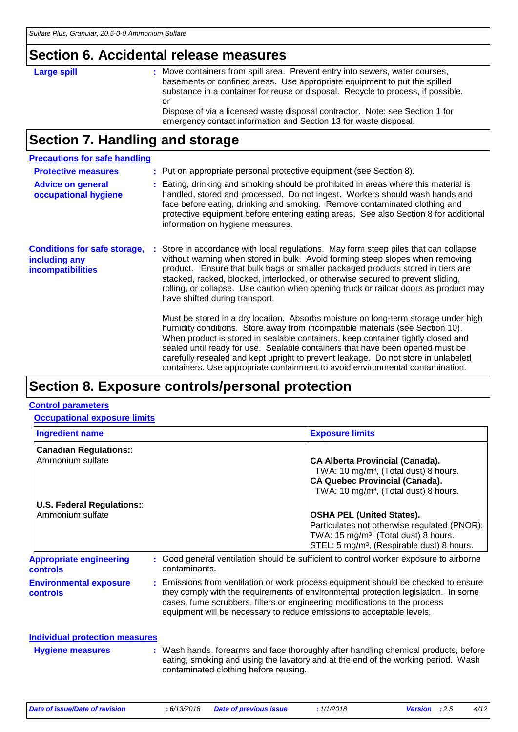## Section 6. Accidental release measures

**Large spill** : Move containers from spill area. Prevent entry into sewers, water courses, basements or confined areas. Use appropriate equipment to put the spilled substance in a container for reuse or disposal. Recycle to process, if possible.
or
Dispose of via a licensed waste disposal contractor. Note: see Section 1 for emergency contact information and Section 13 for waste disposal.

## Section 7. Handling and storage

### Precautions for safe handling

**Protective measures** : Put on appropriate personal protective equipment (see Section 8).

**Advice on general occupational hygiene** : Eating, drinking and smoking should be prohibited in areas where this material is handled, stored and processed. Do not ingest. Workers should wash hands and face before eating, drinking and smoking. Remove contaminated clothing and protective equipment before entering eating areas. See also Section 8 for additional information on hygiene measures.

**Conditions for safe storage, including any incompatibilities** : Store in accordance with local regulations. May form steep piles that can collapse without warning when stored in bulk. Avoid forming steep slopes when removing product. Ensure that bulk bags or smaller packaged products stored in tiers are stacked, racked, blocked, interlocked, or otherwise secured to prevent sliding, rolling, or collapse. Use caution when opening truck or railcar doors as product may have shifted during transport.

Must be stored in a dry location. Absorbs moisture on long-term storage under high humidity conditions. Store away from incompatible materials (see Section 10). When product is stored in sealable containers, keep container tightly closed and sealed until ready for use. Sealable containers that have been opened must be carefully resealed and kept upright to prevent leakage. Do not store in unlabeled containers. Use appropriate containment to avoid environmental contamination.

## Section 8. Exposure controls/personal protection

### Control parameters

#### Occupational exposure limits

| Ingredient name | Exposure limits |
|---|---|
| **Canadian Regulations:**:<br>Ammonium sulfate | **CA Alberta Provincial (Canada).**<br>TWA: 10 mg/m³, (Total dust) 8 hours.<br>**CA Quebec Provincial (Canada).**<br>TWA: 10 mg/m³, (Total dust) 8 hours. |
| **U.S. Federal Regulations:**:<br>Ammonium sulfate | **OSHA PEL (United States).**<br>Particulates not otherwise regulated (PNOR):<br>TWA: 15 mg/m³, (Total dust) 8 hours.<br>STEL: 5 mg/m³, (Respirable dust) 8 hours. |

**Appropriate engineering controls** : Good general ventilation should be sufficient to control worker exposure to airborne contaminants.

**Environmental exposure controls** : Emissions from ventilation or work process equipment should be checked to ensure they comply with the requirements of environmental protection legislation. In some cases, fume scrubbers, filters or engineering modifications to the process equipment will be necessary to reduce emissions to acceptable levels.

### Individual protection measures

**Hygiene measures** : Wash hands, forearms and face thoroughly after handling chemical products, before eating, smoking and using the lavatory and at the end of the working period. Wash contaminated clothing before reusing.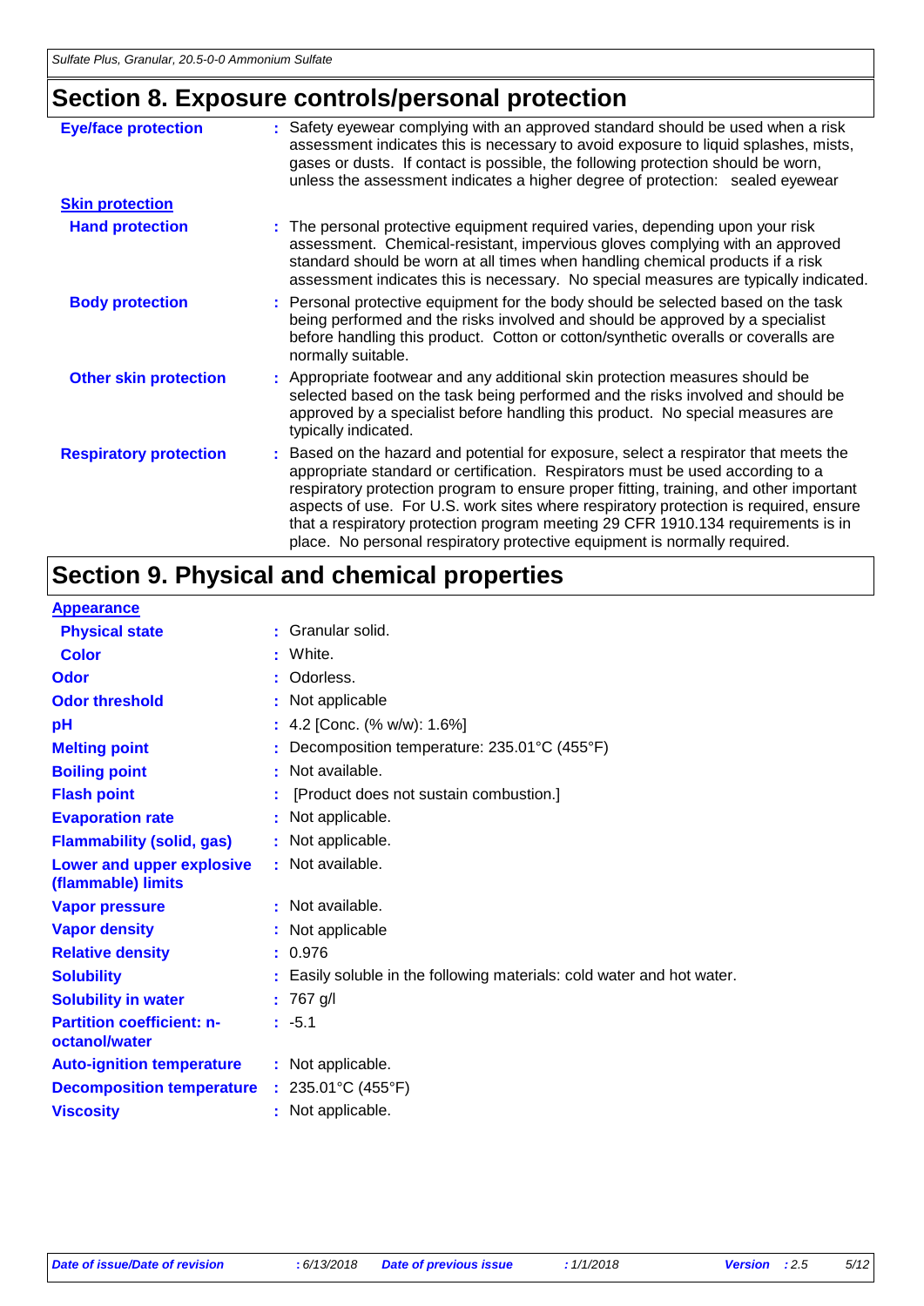## Section 8. Exposure controls/personal protection

**Eye/face protection** : Safety eyewear complying with an approved standard should be used when a risk assessment indicates this is necessary to avoid exposure to liquid splashes, mists, gases or dusts. If contact is possible, the following protection should be worn, unless the assessment indicates a higher degree of protection: sealed eyewear

**Skin protection**

**Hand protection** : The personal protective equipment required varies, depending upon your risk assessment. Chemical-resistant, impervious gloves complying with an approved standard should be worn at all times when handling chemical products if a risk assessment indicates this is necessary. No special measures are typically indicated.

**Body protection** : Personal protective equipment for the body should be selected based on the task being performed and the risks involved and should be approved by a specialist before handling this product. Cotton or cotton/synthetic overalls or coveralls are normally suitable.

**Other skin protection** : Appropriate footwear and any additional skin protection measures should be selected based on the task being performed and the risks involved and should be approved by a specialist before handling this product. No special measures are typically indicated.

**Respiratory protection** : Based on the hazard and potential for exposure, select a respirator that meets the appropriate standard or certification. Respirators must be used according to a respiratory protection program to ensure proper fitting, training, and other important aspects of use. For U.S. work sites where respiratory protection is required, ensure that a respiratory protection program meeting 29 CFR 1910.134 requirements is in place. No personal respiratory protective equipment is normally required.

## Section 9. Physical and chemical properties

**Appearance**

| Property | Value |
|---|---|
| Physical state | Granular solid. |
| Color | White. |
| Odor | Odorless. |
| Odor threshold | Not applicable |
| pH | 4.2 [Conc. (% w/w): 1.6%] |
| Melting point | Decomposition temperature: 235.01°C (455°F) |
| Boiling point | Not available. |
| Flash point | [Product does not sustain combustion.] |
| Evaporation rate | Not applicable. |
| Flammability (solid, gas) | Not applicable. |
| Lower and upper explosive (flammable) limits | Not available. |
| Vapor pressure | Not available. |
| Vapor density | Not applicable |
| Relative density | 0.976 |
| Solubility | Easily soluble in the following materials: cold water and hot water. |
| Solubility in water | 767 g/l |
| Partition coefficient: n-octanol/water | -5.1 |
| Auto-ignition temperature | Not applicable. |
| Decomposition temperature | 235.01°C (455°F) |
| Viscosity | Not applicable. |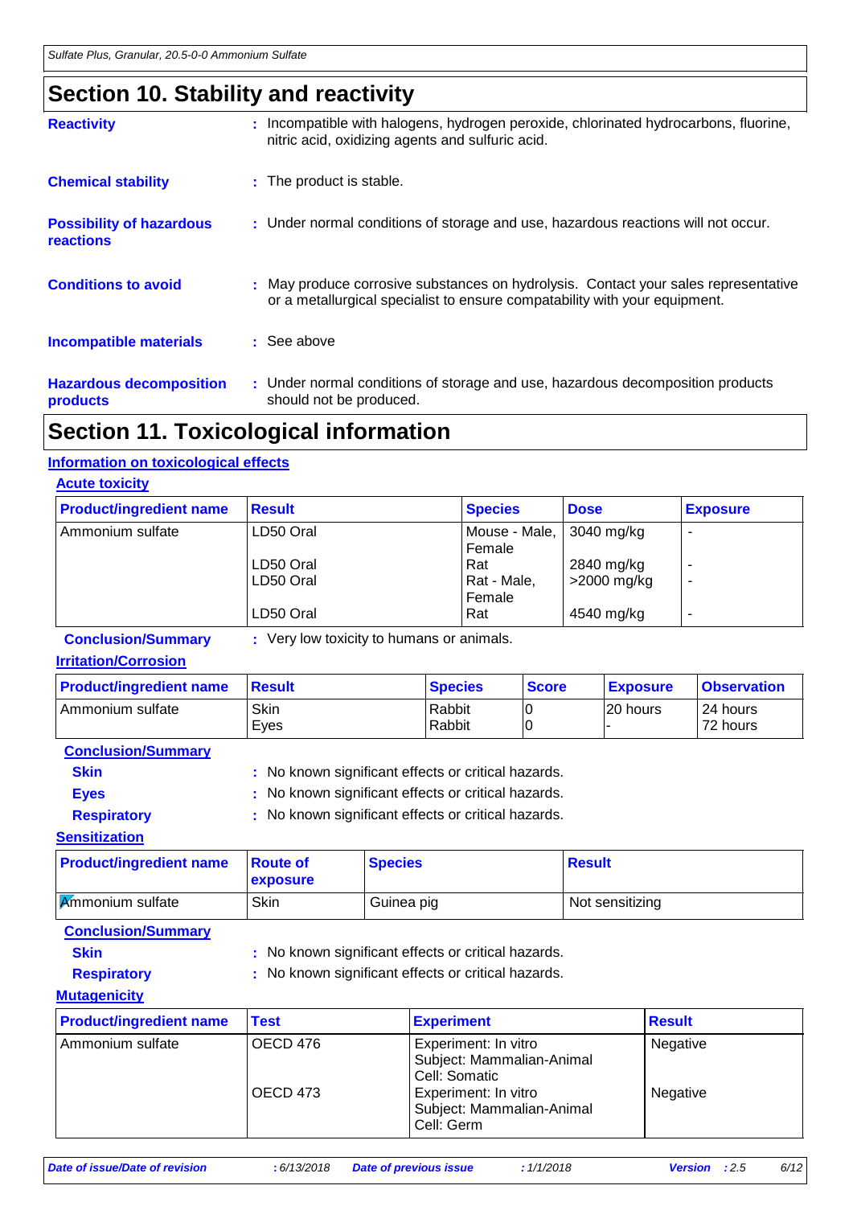## Section 10. Stability and reactivity

**Reactivity** : Incompatible with halogens, hydrogen peroxide, chlorinated hydrocarbons, fluorine, nitric acid, oxidizing agents and sulfuric acid.

**Chemical stability** : The product is stable.

**Possibility of hazardous reactions** : Under normal conditions of storage and use, hazardous reactions will not occur.

**Conditions to avoid** : May produce corrosive substances on hydrolysis. Contact your sales representative or a metallurgical specialist to ensure compatability with your equipment.

**Incompatible materials** : See above

**Hazardous decomposition products** : Under normal conditions of storage and use, hazardous decomposition products should not be produced.

## Section 11. Toxicological information

### Information on toxicological effects

#### Acute toxicity

| Product/ingredient name | Result | Species | Dose | Exposure |
|---|---|---|---|---|
| Ammonium sulfate | LD50 Oral | Mouse - Male, Female | 3040 mg/kg | - |
| | LD50 Oral | Rat | 2840 mg/kg | - |
| | LD50 Oral | Rat - Male, Female | >2000 mg/kg | - |
| | LD50 Oral | Rat | 4540 mg/kg | - |

**Conclusion/Summary** : Very low toxicity to humans or animals.

#### Irritation/Corrosion

| Product/ingredient name | Result | Species | Score | Exposure | Observation |
|---|---|---|---|---|---|
| Ammonium sulfate | Skin | Rabbit | 0 | 20 hours | 24 hours |
| | Eyes | Rabbit | 0 | - | 72 hours |

**Conclusion/Summary**

**Skin** : No known significant effects or critical hazards.

**Eyes** : No known significant effects or critical hazards.

**Respiratory** : No known significant effects or critical hazards.

#### Sensitization

| Product/ingredient name | Route of exposure | Species | Result |
|---|---|---|---|
| Ammonium sulfate | Skin | Guinea pig | Not sensitizing |

**Conclusion/Summary**

**Skin** : No known significant effects or critical hazards.

**Respiratory** : No known significant effects or critical hazards.

#### Mutagenicity

| Product/ingredient name | Test | Experiment | Result |
|---|---|---|---|
| Ammonium sulfate | OECD 476 | Experiment: In vitro Subject: Mammalian-Animal Cell: Somatic | Negative |
| | OECD 473 | Experiment: In vitro Subject: Mammalian-Animal Cell: Germ | Negative |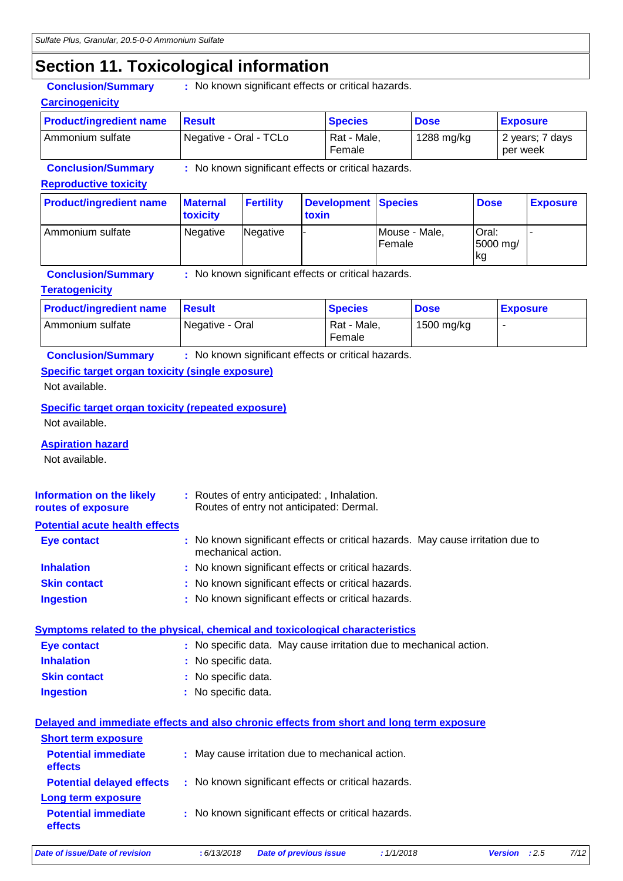# Section 11. Toxicological information

**Conclusion/Summary** : No known significant effects or critical hazards.

**Carcinogenicity**

| Product/ingredient name | Result | Species | Dose | Exposure |
|---|---|---|---|---|
| Ammonium sulfate | Negative - Oral - TCLo | Rat - Male, Female | 1288 mg/kg | 2 years; 7 days per week |

**Conclusion/Summary** : No known significant effects or critical hazards.

**Reproductive toxicity**

| Product/ingredient name | Maternal toxicity | Fertility | Development toxin | Species | Dose | Exposure |
|---|---|---|---|---|---|---|
| Ammonium sulfate | Negative | Negative | - | Mouse - Male, Female | Oral: 5000 mg/kg | - |

**Conclusion/Summary** : No known significant effects or critical hazards.

**Teratogenicity**

| Product/ingredient name | Result | Species | Dose | Exposure |
|---|---|---|---|---|
| Ammonium sulfate | Negative - Oral | Rat - Male, Female | 1500 mg/kg | - |

**Conclusion/Summary** : No known significant effects or critical hazards.

**Specific target organ toxicity (single exposure)**

Not available.

**Specific target organ toxicity (repeated exposure)**

Not available.

**Aspiration hazard**

Not available.

**Information on the likely routes of exposure** : Routes of entry anticipated: , Inhalation.
Routes of entry not anticipated: Dermal.

**Potential acute health effects**

**Eye contact** : No known significant effects or critical hazards. May cause irritation due to mechanical action.

**Inhalation** : No known significant effects or critical hazards.

**Skin contact** : No known significant effects or critical hazards.

**Ingestion** : No known significant effects or critical hazards.

**Symptoms related to the physical, chemical and toxicological characteristics**

**Eye contact** : No specific data. May cause irritation due to mechanical action.

**Inhalation** : No specific data.

**Skin contact** : No specific data.

**Ingestion** : No specific data.

**Delayed and immediate effects and also chronic effects from short and long term exposure**

**Short term exposure**

**Potential immediate effects** : May cause irritation due to mechanical action.

**Potential delayed effects** : No known significant effects or critical hazards.

**Long term exposure**

**Potential immediate effects** : No known significant effects or critical hazards.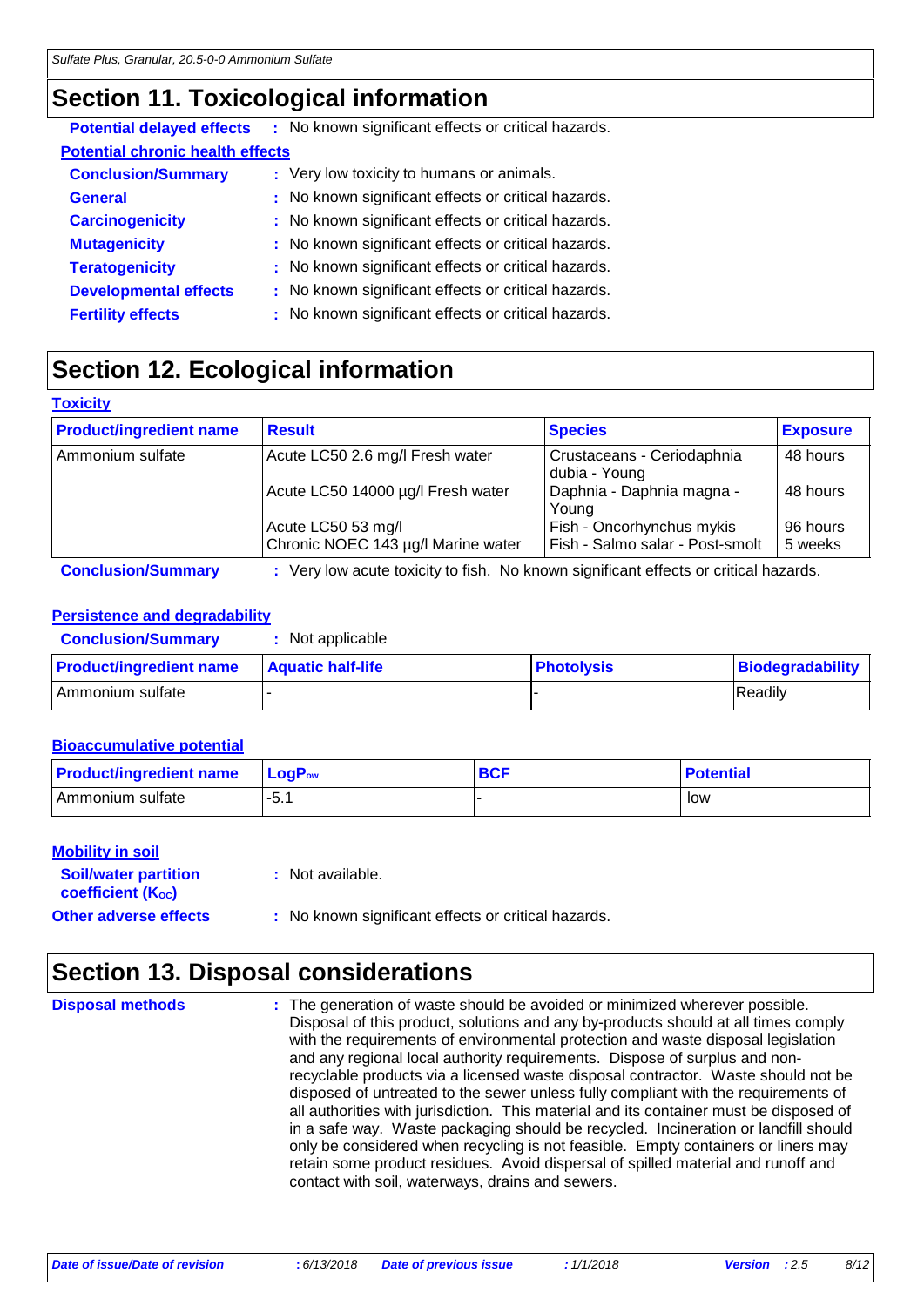## Section 11. Toxicological information

**Potential delayed effects** : No known significant effects or critical hazards.

**Potential chronic health effects**

**Conclusion/Summary** : Very low toxicity to humans or animals.

**General** : No known significant effects or critical hazards.

**Carcinogenicity** : No known significant effects or critical hazards.

**Mutagenicity** : No known significant effects or critical hazards.

**Teratogenicity** : No known significant effects or critical hazards.

**Developmental effects** : No known significant effects or critical hazards.

**Fertility effects** : No known significant effects or critical hazards.

## Section 12. Ecological information

**Toxicity**

| Product/ingredient name | Result | Species | Exposure |
|---|---|---|---|
| Ammonium sulfate | Acute LC50 2.6 mg/l Fresh water | Crustaceans - Ceriodaphnia dubia - Young | 48 hours |
| | Acute LC50 14000 µg/l Fresh water | Daphnia - Daphnia magna - Young | 48 hours |
| | Acute LC50 53 mg/l | Fish - Oncorhynchus mykis | 96 hours |
| | Chronic NOEC 143 µg/l Marine water | Fish - Salmo salar - Post-smolt | 5 weeks |

**Conclusion/Summary** : Very low acute toxicity to fish. No known significant effects or critical hazards.

**Persistence and degradability**

**Conclusion/Summary** : Not applicable

| Product/ingredient name | Aquatic half-life | Photolysis | Biodegradability |
|---|---|---|---|
| Ammonium sulfate | - | - | Readily |

**Bioaccumulative potential**

| Product/ingredient name | $LogP_{ow}$ | BCF | Potential |
|---|---|---|---|
| Ammonium sulfate | -5.1 | - | low |

**Mobility in soil**

**Soil/water partition coefficient ($K_{OC}$)** : Not available.

**Other adverse effects** : No known significant effects or critical hazards.

## Section 13. Disposal considerations

**Disposal methods** : The generation of waste should be avoided or minimized wherever possible. Disposal of this product, solutions and any by-products should at all times comply with the requirements of environmental protection and waste disposal legislation and any regional local authority requirements. Dispose of surplus and non-recyclable products via a licensed waste disposal contractor. Waste should not be disposed of untreated to the sewer unless fully compliant with the requirements of all authorities with jurisdiction. This material and its container must be disposed of in a safe way. Waste packaging should be recycled. Incineration or landfill should only be considered when recycling is not feasible. Empty containers or liners may retain some product residues. Avoid dispersal of spilled material and runoff and contact with soil, waterways, drains and sewers.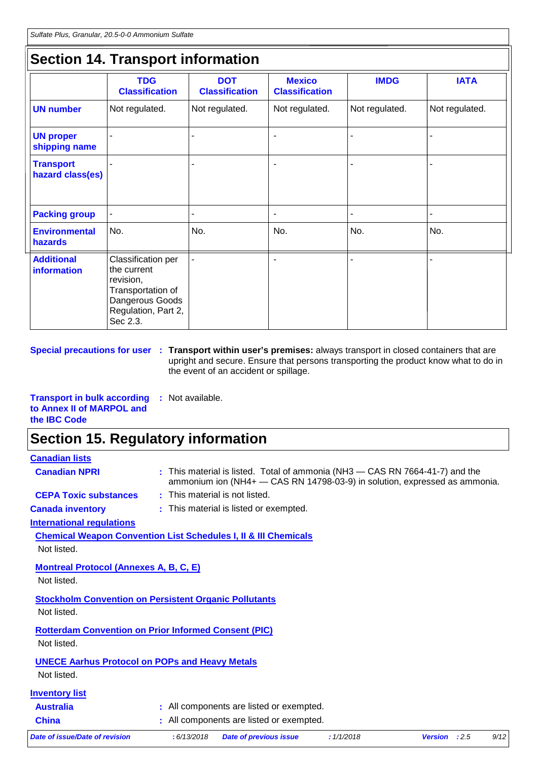## Section 14. Transport information

| | TDG Classification | DOT Classification | Mexico Classification | IMDG | IATA |
|---|---|---|---|---|---|
| **UN number** | Not regulated. | Not regulated. | Not regulated. | Not regulated. | Not regulated. |
| **UN proper shipping name** | - | - | - | - | - |
| **Transport hazard class(es)** | - | - | - | - | - |
| **Packing group** | - | - | - | - | - |
| **Environmental hazards** | No. | No. | No. | No. | No. |
| **Additional information** | Classification per the current revision, Transportation of Dangerous Goods Regulation, Part 2, Sec 2.3. | - | - | - | - |

**Special precautions for user** : **Transport within user's premises:** always transport in closed containers that are upright and secure. Ensure that persons transporting the product know what to do in the event of an accident or spillage.

**Transport in bulk according to Annex II of MARPOL and the IBC Code** : Not available.

## Section 15. Regulatory information

**Canadian lists**

**Canadian NPRI** : This material is listed. Total of ammonia ($NH_3$ — CAS RN 7664-41-7) and the ammonium ion ($NH_4^+$ — CAS RN 14798-03-9) in solution, expressed as ammonia.

**CEPA Toxic substances** : This material is not listed.

**Canada inventory** : This material is listed or exempted.

**International regulations**

**Chemical Weapon Convention List Schedules I, II & III Chemicals**

Not listed.

**Montreal Protocol (Annexes A, B, C, E)**

Not listed.

**Stockholm Convention on Persistent Organic Pollutants**

Not listed.

**Rotterdam Convention on Prior Informed Consent (PIC)**

Not listed.

**UNECE Aarhus Protocol on POPs and Heavy Metals**

Not listed.

**Inventory list**

**Australia** : All components are listed or exempted.

**China** : All components are listed or exempted.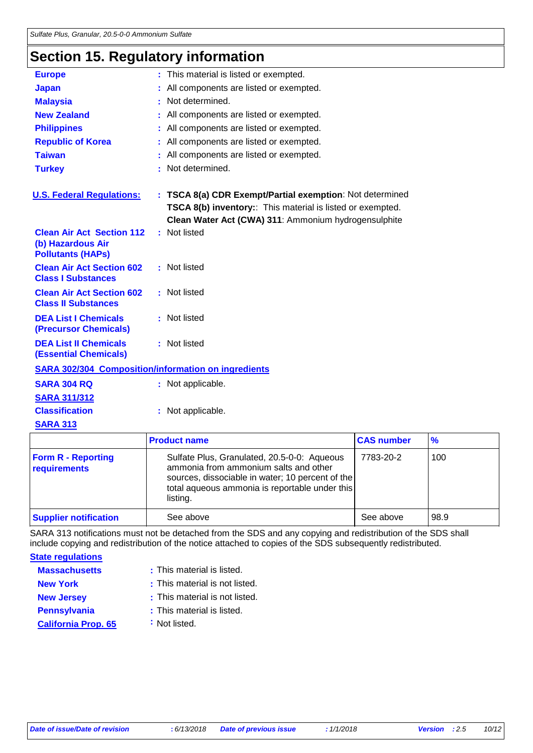# Section 15. Regulatory information

**Europe** : This material is listed or exempted.

**Japan** : All components are listed or exempted.

**Malaysia** : Not determined.

**New Zealand** : All components are listed or exempted.

**Philippines** : All components are listed or exempted.

**Republic of Korea** : All components are listed or exempted.

**Taiwan** : All components are listed or exempted.

**Turkey** : Not determined.

**U.S. Federal Regulations:** : **TSCA 8(a) CDR Exempt/Partial exemption**: Not determined
**TSCA 8(b) inventory:**: This material is listed or exempted.
**Clean Water Act (CWA) 311**: Ammonium hydrogensulphite

**Clean Air Act Section 112 (b) Hazardous Air Pollutants (HAPs)** : Not listed

**Clean Air Act Section 602 Class I Substances** : Not listed

**Clean Air Act Section 602 Class II Substances** : Not listed

**DEA List I Chemicals (Precursor Chemicals)** : Not listed

**DEA List II Chemicals (Essential Chemicals)** : Not listed

**SARA 302/304 Composition/information on ingredients**

**SARA 304 RQ** : Not applicable.

**SARA 311/312**

**Classification** : Not applicable.

**SARA 313**

| | Product name | CAS number | % |
|---|---|---|---|
| **Form R - Reporting requirements** | Sulfate Plus, Granulated, 20.5-0-0: Aqueous ammonia from ammonium salts and other sources, dissociable in water; 10 percent of the total aqueous ammonia is reportable under this listing. | 7783-20-2 | 100 |
| **Supplier notification** | See above | See above | 98.9 |

SARA 313 notifications must not be detached from the SDS and any copying and redistribution of the SDS shall include copying and redistribution of the notice attached to copies of the SDS subsequently redistributed.

**State regulations**

**Massachusetts** : This material is listed.

**New York** : This material is not listed.

**New Jersey** : This material is not listed.

**Pennsylvania** : This material is listed.

**California Prop. 65** : Not listed.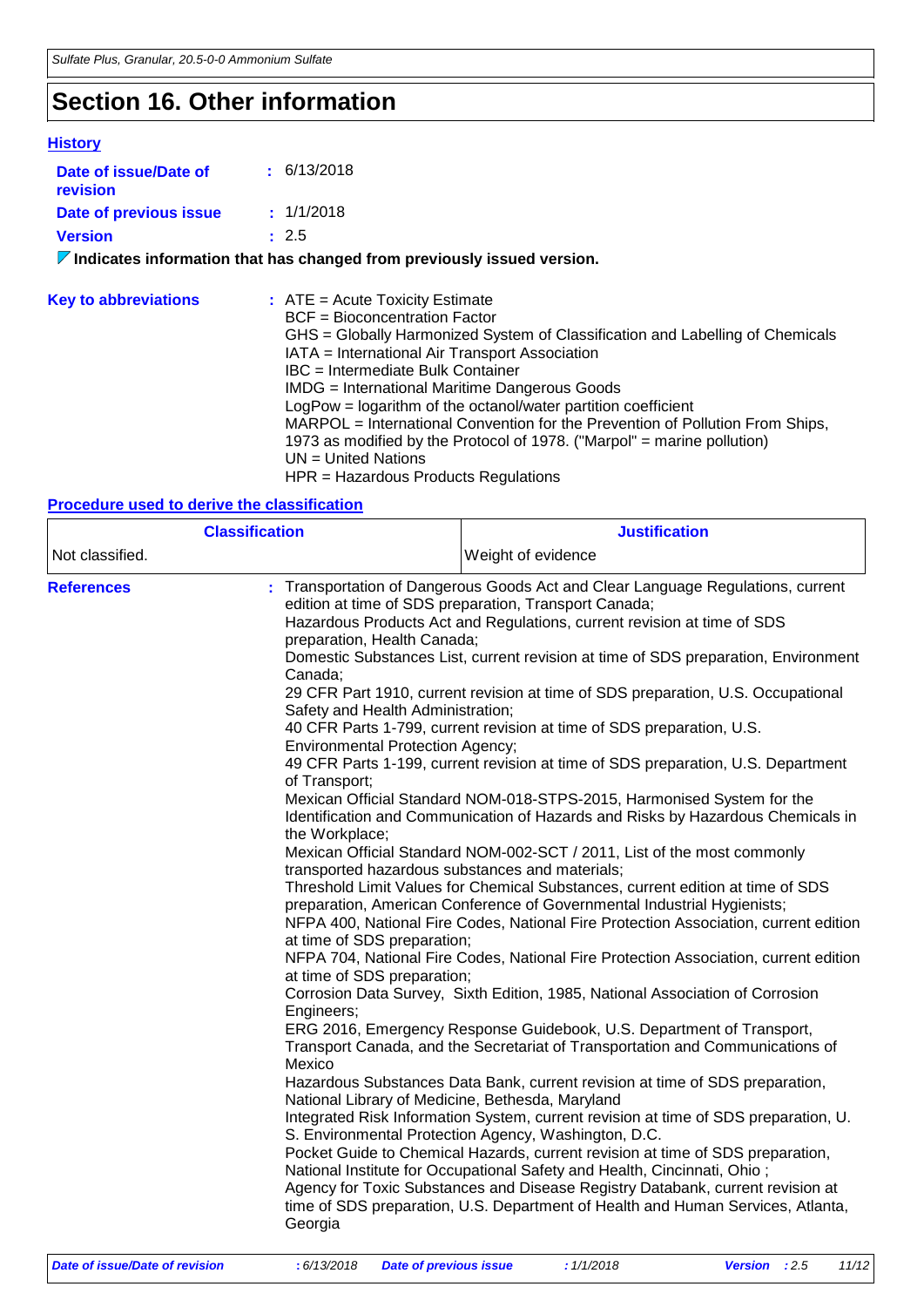# Section 16. Other information

**History**

**Date of issue/Date of revision** : 6/13/2018

**Date of previous issue** : 1/1/2018

**Version** : 2.5

**Indicates information that has changed from previously issued version.**

**Key to abbreviations** : ATE = Acute Toxicity Estimate
BCF = Bioconcentration Factor
GHS = Globally Harmonized System of Classification and Labelling of Chemicals
IATA = International Air Transport Association
IBC = Intermediate Bulk Container
IMDG = International Maritime Dangerous Goods
LogPow = logarithm of the octanol/water partition coefficient
MARPOL = International Convention for the Prevention of Pollution From Ships, 1973 as modified by the Protocol of 1978. ("Marpol" = marine pollution)
UN = United Nations
HPR = Hazardous Products Regulations

**Procedure used to derive the classification**

| Classification | Justification |
|---|---|
| Not classified. | Weight of evidence |

**References** : Transportation of Dangerous Goods Act and Clear Language Regulations, current edition at time of SDS preparation, Transport Canada;
Hazardous Products Act and Regulations, current revision at time of SDS preparation, Health Canada;
Domestic Substances List, current revision at time of SDS preparation, Environment Canada;
29 CFR Part 1910, current revision at time of SDS preparation, U.S. Occupational Safety and Health Administration;
40 CFR Parts 1-799, current revision at time of SDS preparation, U.S. Environmental Protection Agency;
49 CFR Parts 1-199, current revision at time of SDS preparation, U.S. Department of Transport;
Mexican Official Standard NOM-018-STPS-2015, Harmonised System for the Identification and Communication of Hazards and Risks by Hazardous Chemicals in the Workplace;
Mexican Official Standard NOM-002-SCT / 2011, List of the most commonly transported hazardous substances and materials;
Threshold Limit Values for Chemical Substances, current edition at time of SDS preparation, American Conference of Governmental Industrial Hygienists;
NFPA 400, National Fire Codes, National Fire Protection Association, current edition at time of SDS preparation;
NFPA 704, National Fire Codes, National Fire Protection Association, current edition at time of SDS preparation;
Corrosion Data Survey, Sixth Edition, 1985, National Association of Corrosion Engineers;
ERG 2016, Emergency Response Guidebook, U.S. Department of Transport, Transport Canada, and the Secretariat of Transportation and Communications of Mexico
Hazardous Substances Data Bank, current revision at time of SDS preparation, National Library of Medicine, Bethesda, Maryland
Integrated Risk Information System, current revision at time of SDS preparation, U. S. Environmental Protection Agency, Washington, D.C.
Pocket Guide to Chemical Hazards, current revision at time of SDS preparation, National Institute for Occupational Safety and Health, Cincinnati, Ohio ;
Agency for Toxic Substances and Disease Registry Databank, current revision at time of SDS preparation, U.S. Department of Health and Human Services, Atlanta, Georgia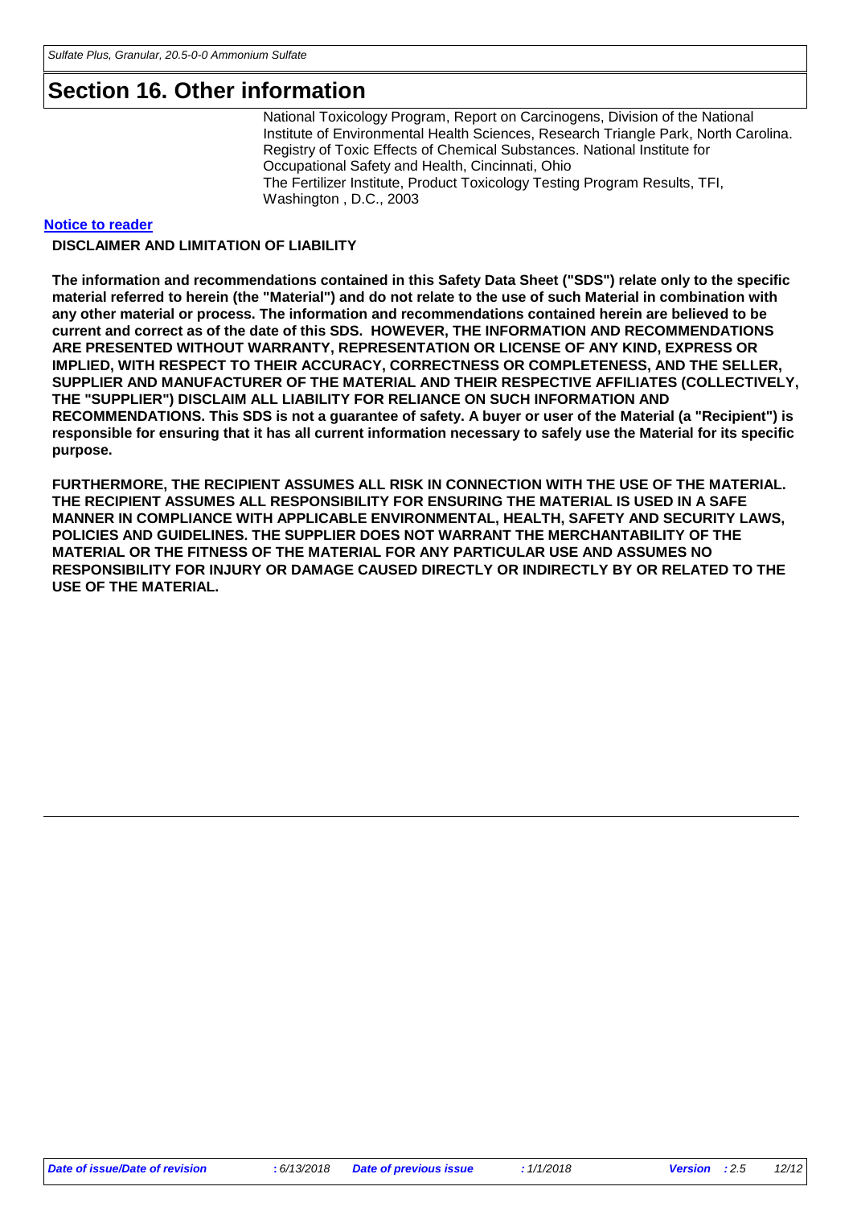## Section 16. Other information

National Toxicology Program, Report on Carcinogens, Division of the National Institute of Environmental Health Sciences, Research Triangle Park, North Carolina.
Registry of Toxic Effects of Chemical Substances. National Institute for Occupational Safety and Health, Cincinnati, Ohio
The Fertilizer Institute, Product Toxicology Testing Program Results, TFI, Washington , D.C., 2003

### Notice to reader

**DISCLAIMER AND LIMITATION OF LIABILITY**

**The information and recommendations contained in this Safety Data Sheet ("SDS") relate only to the specific material referred to herein (the "Material") and do not relate to the use of such Material in combination with any other material or process. The information and recommendations contained herein are believed to be current and correct as of the date of this SDS. HOWEVER, THE INFORMATION AND RECOMMENDATIONS ARE PRESENTED WITHOUT WARRANTY, REPRESENTATION OR LICENSE OF ANY KIND, EXPRESS OR IMPLIED, WITH RESPECT TO THEIR ACCURACY, CORRECTNESS OR COMPLETENESS, AND THE SELLER, SUPPLIER AND MANUFACTURER OF THE MATERIAL AND THEIR RESPECTIVE AFFILIATES (COLLECTIVELY, THE "SUPPLIER") DISCLAIM ALL LIABILITY FOR RELIANCE ON SUCH INFORMATION AND RECOMMENDATIONS. This SDS is not a guarantee of safety. A buyer or user of the Material (a "Recipient") is responsible for ensuring that it has all current information necessary to safely use the Material for its specific purpose.**

**FURTHERMORE, THE RECIPIENT ASSUMES ALL RISK IN CONNECTION WITH THE USE OF THE MATERIAL. THE RECIPIENT ASSUMES ALL RESPONSIBILITY FOR ENSURING THE MATERIAL IS USED IN A SAFE MANNER IN COMPLIANCE WITH APPLICABLE ENVIRONMENTAL, HEALTH, SAFETY AND SECURITY LAWS, POLICIES AND GUIDELINES. THE SUPPLIER DOES NOT WARRANT THE MERCHANTABILITY OF THE MATERIAL OR THE FITNESS OF THE MATERIAL FOR ANY PARTICULAR USE AND ASSUMES NO RESPONSIBILITY FOR INJURY OR DAMAGE CAUSED DIRECTLY OR INDIRECTLY BY OR RELATED TO THE USE OF THE MATERIAL.**